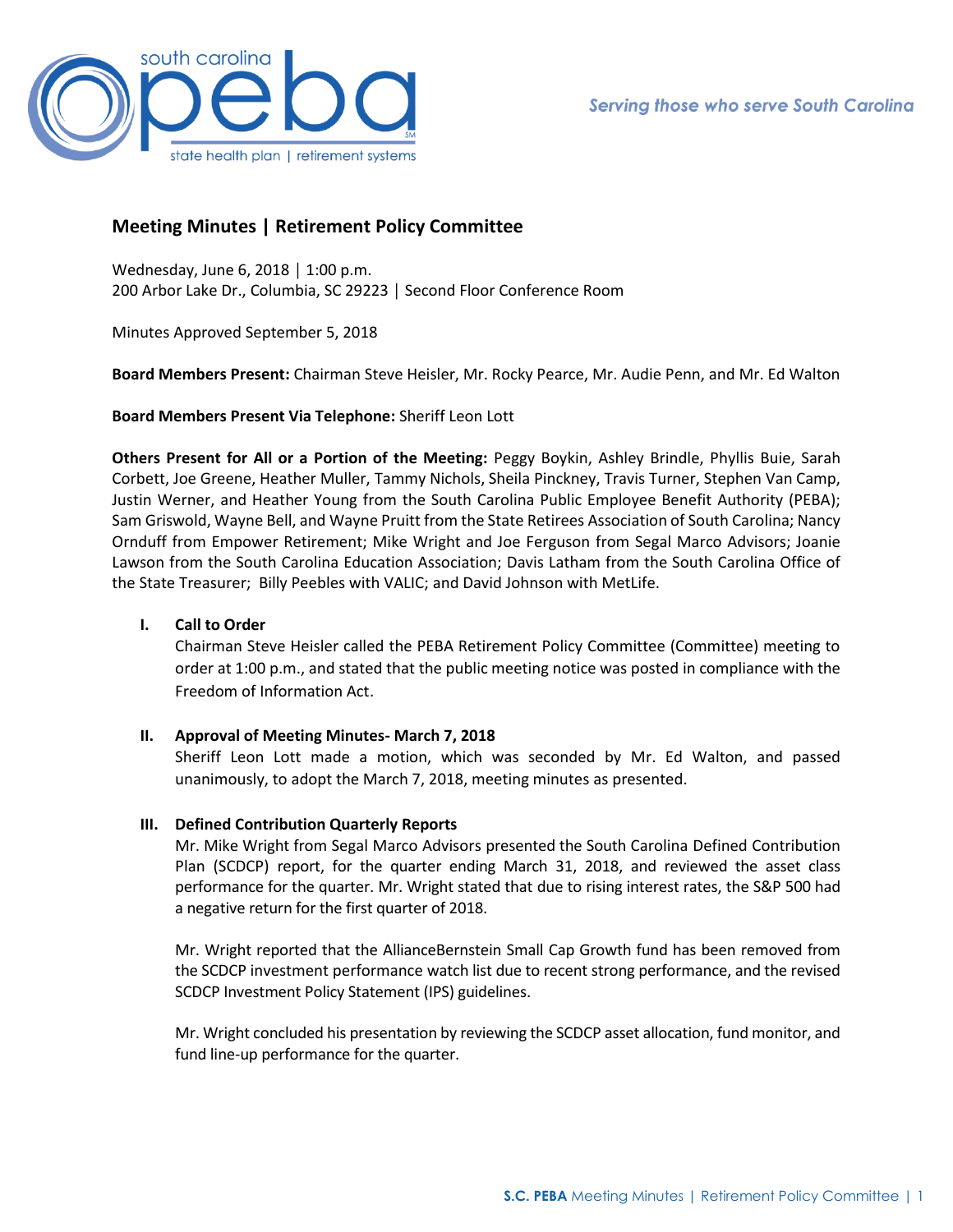# Meeting Minutes | Retirement Policy Committee

Wednesday, June 6, 2018 | 1:00 p.m.
200 Arbor Lake Dr., Columbia, SC 29223 | Second Floor Conference Room

Minutes Approved September 5, 2018

**Board Members Present:** Chairman Steve Heisler, Mr. Rocky Pearce, Mr. Audie Penn, and Mr. Ed Walton

**Board Members Present Via Telephone:** Sheriff Leon Lott

**Others Present for All or a Portion of the Meeting:** Peggy Boykin, Ashley Brindle, Phyllis Buie, Sarah Corbett, Joe Greene, Heather Muller, Tammy Nichols, Sheila Pinckney, Travis Turner, Stephen Van Camp, Justin Werner, and Heather Young from the South Carolina Public Employee Benefit Authority (PEBA); Sam Griswold, Wayne Bell, and Wayne Pruitt from the State Retirees Association of South Carolina; Nancy Ornduff from Empower Retirement; Mike Wright and Joe Ferguson from Segal Marco Advisors; Joanie Lawson from the South Carolina Education Association; Davis Latham from the South Carolina Office of the State Treasurer; Billy Peebles with VALIC; and David Johnson with MetLife.

## I. Call to Order

Chairman Steve Heisler called the PEBA Retirement Policy Committee (Committee) meeting to order at 1:00 p.m., and stated that the public meeting notice was posted in compliance with the Freedom of Information Act.

## II. Approval of Meeting Minutes- March 7, 2018

Sheriff Leon Lott made a motion, which was seconded by Mr. Ed Walton, and passed unanimously, to adopt the March 7, 2018, meeting minutes as presented.

## III. Defined Contribution Quarterly Reports

Mr. Mike Wright from Segal Marco Advisors presented the South Carolina Defined Contribution Plan (SCDCP) report, for the quarter ending March 31, 2018, and reviewed the asset class performance for the quarter. Mr. Wright stated that due to rising interest rates, the S&P 500 had a negative return for the first quarter of 2018.

Mr. Wright reported that the AllianceBernstein Small Cap Growth fund has been removed from the SCDCP investment performance watch list due to recent strong performance, and the revised SCDCP Investment Policy Statement (IPS) guidelines.

Mr. Wright concluded his presentation by reviewing the SCDCP asset allocation, fund monitor, and fund line-up performance for the quarter.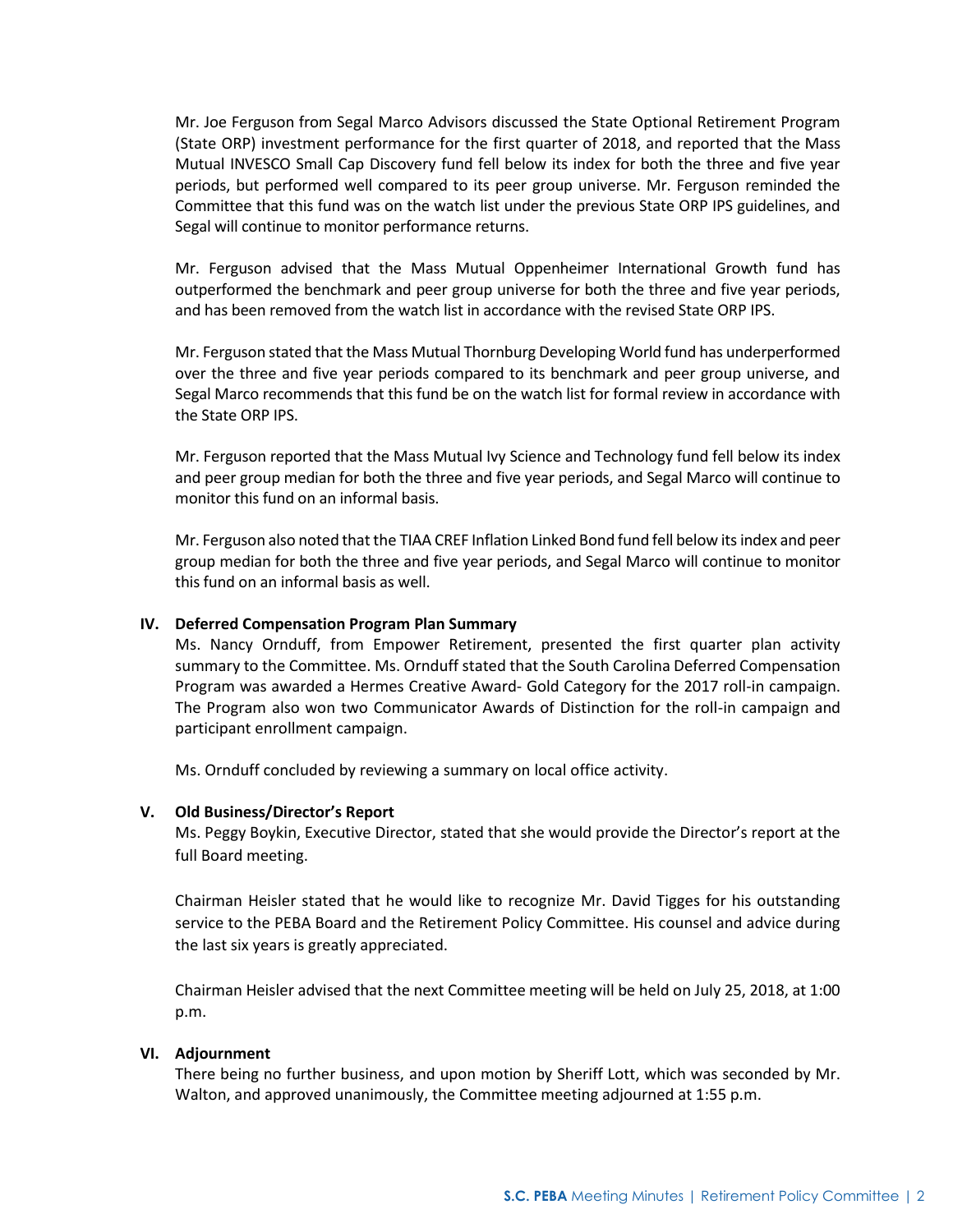Mr. Joe Ferguson from Segal Marco Advisors discussed the State Optional Retirement Program (State ORP) investment performance for the first quarter of 2018, and reported that the Mass Mutual INVESCO Small Cap Discovery fund fell below its index for both the three and five year periods, but performed well compared to its peer group universe. Mr. Ferguson reminded the Committee that this fund was on the watch list under the previous State ORP IPS guidelines, and Segal will continue to monitor performance returns.

Mr. Ferguson advised that the Mass Mutual Oppenheimer International Growth fund has outperformed the benchmark and peer group universe for both the three and five year periods, and has been removed from the watch list in accordance with the revised State ORP IPS.

Mr. Ferguson stated that the Mass Mutual Thornburg Developing World fund has underperformed over the three and five year periods compared to its benchmark and peer group universe, and Segal Marco recommends that this fund be on the watch list for formal review in accordance with the State ORP IPS.

Mr. Ferguson reported that the Mass Mutual Ivy Science and Technology fund fell below its index and peer group median for both the three and five year periods, and Segal Marco will continue to monitor this fund on an informal basis.

Mr. Ferguson also noted that the TIAA CREF Inflation Linked Bond fund fell below its index and peer group median for both the three and five year periods, and Segal Marco will continue to monitor this fund on an informal basis as well.

## IV. Deferred Compensation Program Plan Summary

Ms. Nancy Ornduff, from Empower Retirement, presented the first quarter plan activity summary to the Committee. Ms. Ornduff stated that the South Carolina Deferred Compensation Program was awarded a Hermes Creative Award- Gold Category for the 2017 roll-in campaign. The Program also won two Communicator Awards of Distinction for the roll-in campaign and participant enrollment campaign.

Ms. Ornduff concluded by reviewing a summary on local office activity.

## V. Old Business/Director's Report

Ms. Peggy Boykin, Executive Director, stated that she would provide the Director's report at the full Board meeting.

Chairman Heisler stated that he would like to recognize Mr. David Tigges for his outstanding service to the PEBA Board and the Retirement Policy Committee. His counsel and advice during the last six years is greatly appreciated.

Chairman Heisler advised that the next Committee meeting will be held on July 25, 2018, at 1:00 p.m.

## VI. Adjournment

There being no further business, and upon motion by Sheriff Lott, which was seconded by Mr. Walton, and approved unanimously, the Committee meeting adjourned at 1:55 p.m.